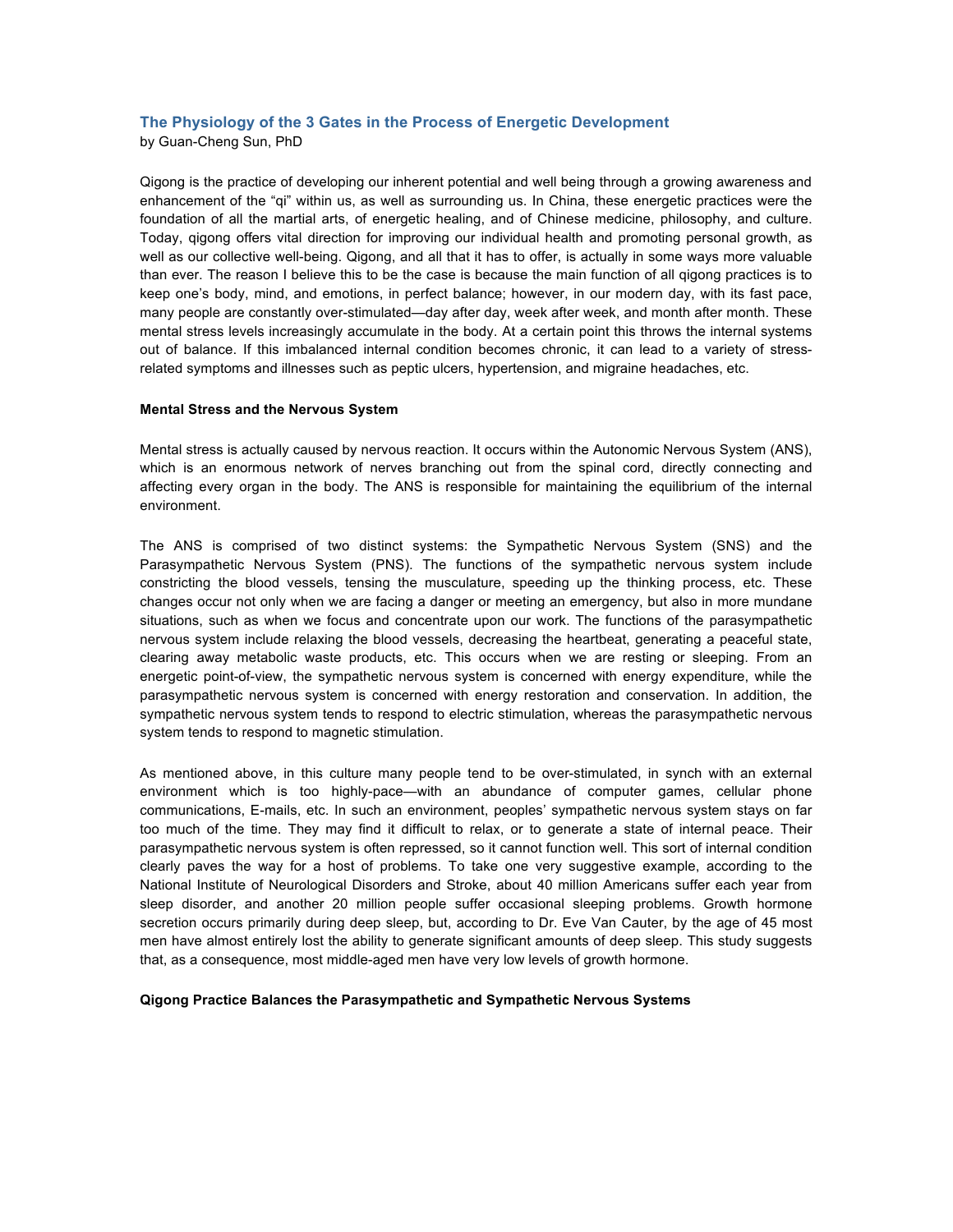# The Physiology of the 3 Gates in the Process of Energetic Development

by Guan-Cheng Sun, PhD

Qigong is the practice of developing our inherent potential and well being through a growing awareness and enhancement of the "qi" within us, as well as surrounding us. In China, these energetic practices were the foundation of all the martial arts, of energetic healing, and of Chinese medicine, philosophy, and culture. Today, qigong offers vital direction for improving our individual health and promoting personal growth, as well as our collective well-being. Qigong, and all that it has to offer, is actually in some ways more valuable than ever. The reason I believe this to be the case is because the main function of all qigong practices is to keep one's body, mind, and emotions, in perfect balance; however, in our modern day, with its fast pace, many people are constantly over-stimulated—day after day, week after week, and month after month. These mental stress levels increasingly accumulate in the body. At a certain point this throws the internal systems out of balance. If this imbalanced internal condition becomes chronic, it can lead to a variety of stress-related symptoms and illnesses such as peptic ulcers, hypertension, and migraine headaches, etc.

**Mental Stress and the Nervous System**

Mental stress is actually caused by nervous reaction. It occurs within the Autonomic Nervous System (ANS), which is an enormous network of nerves branching out from the spinal cord, directly connecting and affecting every organ in the body. The ANS is responsible for maintaining the equilibrium of the internal environment.

The ANS is comprised of two distinct systems: the Sympathetic Nervous System (SNS) and the Parasympathetic Nervous System (PNS). The functions of the sympathetic nervous system include constricting the blood vessels, tensing the musculature, speeding up the thinking process, etc. These changes occur not only when we are facing a danger or meeting an emergency, but also in more mundane situations, such as when we focus and concentrate upon our work. The functions of the parasympathetic nervous system include relaxing the blood vessels, decreasing the heartbeat, generating a peaceful state, clearing away metabolic waste products, etc. This occurs when we are resting or sleeping. From an energetic point-of-view, the sympathetic nervous system is concerned with energy expenditure, while the parasympathetic nervous system is concerned with energy restoration and conservation. In addition, the sympathetic nervous system tends to respond to electric stimulation, whereas the parasympathetic nervous system tends to respond to magnetic stimulation.

As mentioned above, in this culture many people tend to be over-stimulated, in synch with an external environment which is too highly-pace—with an abundance of computer games, cellular phone communications, E-mails, etc. In such an environment, peoples' sympathetic nervous system stays on far too much of the time. They may find it difficult to relax, or to generate a state of internal peace. Their parasympathetic nervous system is often repressed, so it cannot function well. This sort of internal condition clearly paves the way for a host of problems. To take one very suggestive example, according to the National Institute of Neurological Disorders and Stroke, about 40 million Americans suffer each year from sleep disorder, and another 20 million people suffer occasional sleeping problems. Growth hormone secretion occurs primarily during deep sleep, but, according to Dr. Eve Van Cauter, by the age of 45 most men have almost entirely lost the ability to generate significant amounts of deep sleep. This study suggests that, as a consequence, most middle-aged men have very low levels of growth hormone.

**Qigong Practice Balances the Parasympathetic and Sympathetic Nervous Systems**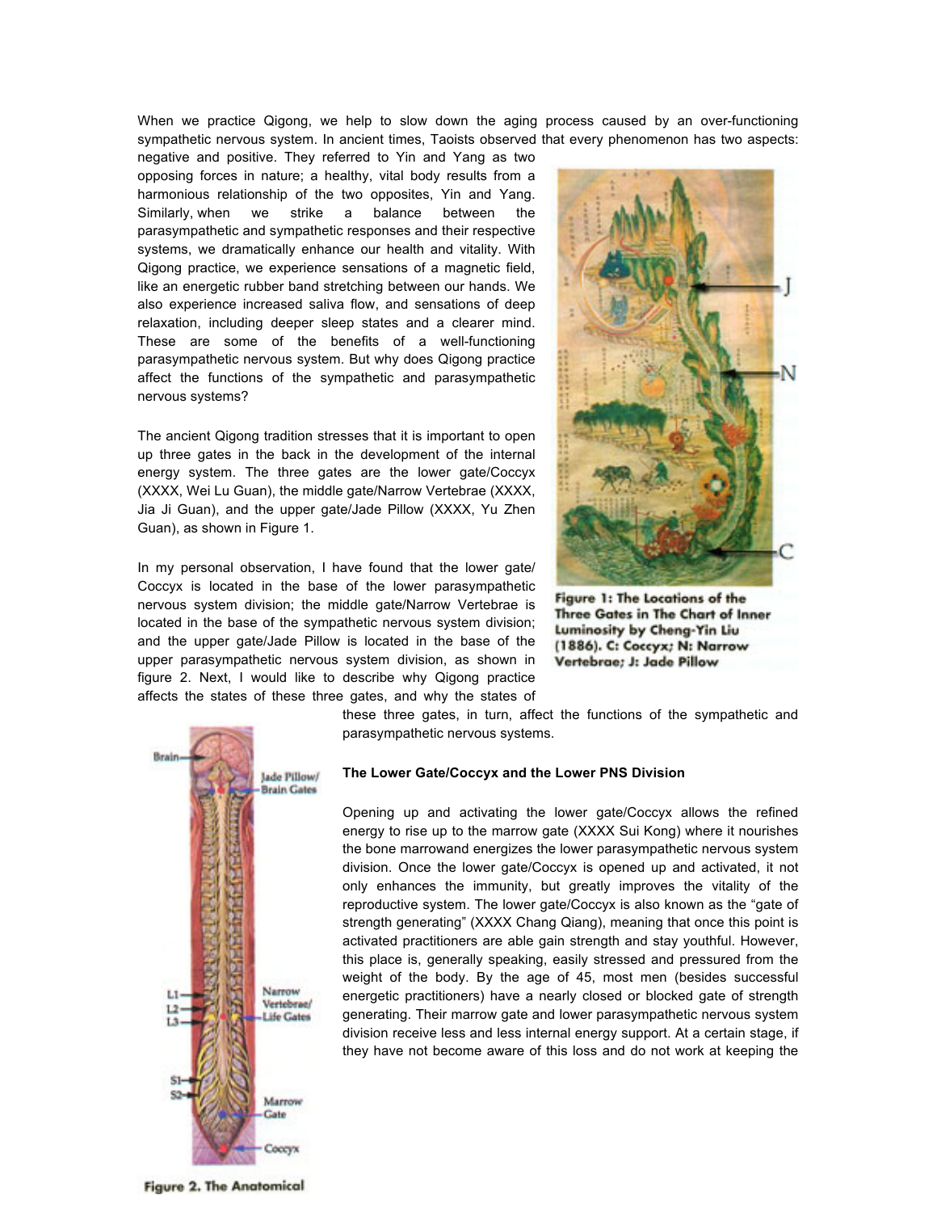When we practice Qigong, we help to slow down the aging process caused by an over-functioning sympathetic nervous system. In ancient times, Taoists observed that every phenomenon has two aspects: negative and positive. They referred to Yin and Yang as two opposing forces in nature; a healthy, vital body results from a harmonious relationship of the two opposites, Yin and Yang. Similarly, when we strike a balance between the parasympathetic and sympathetic responses and their respective systems, we dramatically enhance our health and vitality. With Qigong practice, we experience sensations of a magnetic field, like an energetic rubber band stretching between our hands. We also experience increased saliva flow, and sensations of deep relaxation, including deeper sleep states and a clearer mind. These are some of the benefits of a well-functioning parasympathetic nervous system. But why does Qigong practice affect the functions of the sympathetic and parasympathetic nervous systems?

The ancient Qigong tradition stresses that it is important to open up three gates in the back in the development of the internal energy system. The three gates are the lower gate/Coccyx (XXXX, Wei Lu Guan), the middle gate/Narrow Vertebrae (XXXX, Jia Ji Guan), and the upper gate/Jade Pillow (XXXX, Yu Zhen Guan), as shown in Figure 1.

**Figure 1: The Locations of the Three Gates in The Chart of Inner Luminosity by Cheng-Yin Liu (1886). C: Coccyx; N: Narrow Vertebrae; J: Jade Pillow**

In my personal observation, I have found that the lower gate/Coccyx is located in the base of the lower parasympathetic nervous system division; the middle gate/Narrow Vertebrae is located in the base of the sympathetic nervous system division; and the upper gate/Jade Pillow is located in the base of the upper parasympathetic nervous system division, as shown in figure 2. Next, I would like to describe why Qigong practice affects the states of these three gates, and why the states of these three gates, in turn, affect the functions of the sympathetic and parasympathetic nervous systems.

### The Lower Gate/Coccyx and the Lower PNS Division

Opening up and activating the lower gate/Coccyx allows the refined energy to rise up to the marrow gate (XXXX Sui Kong) where it nourishes the bone marrowand energizes the lower parasympathetic nervous system division. Once the lower gate/Coccyx is opened up and activated, it not only enhances the immunity, but greatly improves the vitality of the reproductive system. The lower gate/Coccyx is also known as the "gate of strength generating" (XXXX Chang Qiang), meaning that once this point is activated practitioners are able gain strength and stay youthful. However, this place is, generally speaking, easily stressed and pressured from the weight of the body. By the age of 45, most men (besides successful energetic practitioners) have a nearly closed or blocked gate of strength generating. Their marrow gate and lower parasympathetic nervous system division receive less and less internal energy support. At a certain stage, if they have not become aware of this loss and do not work at keeping the

**Figure 2. The Anatomical**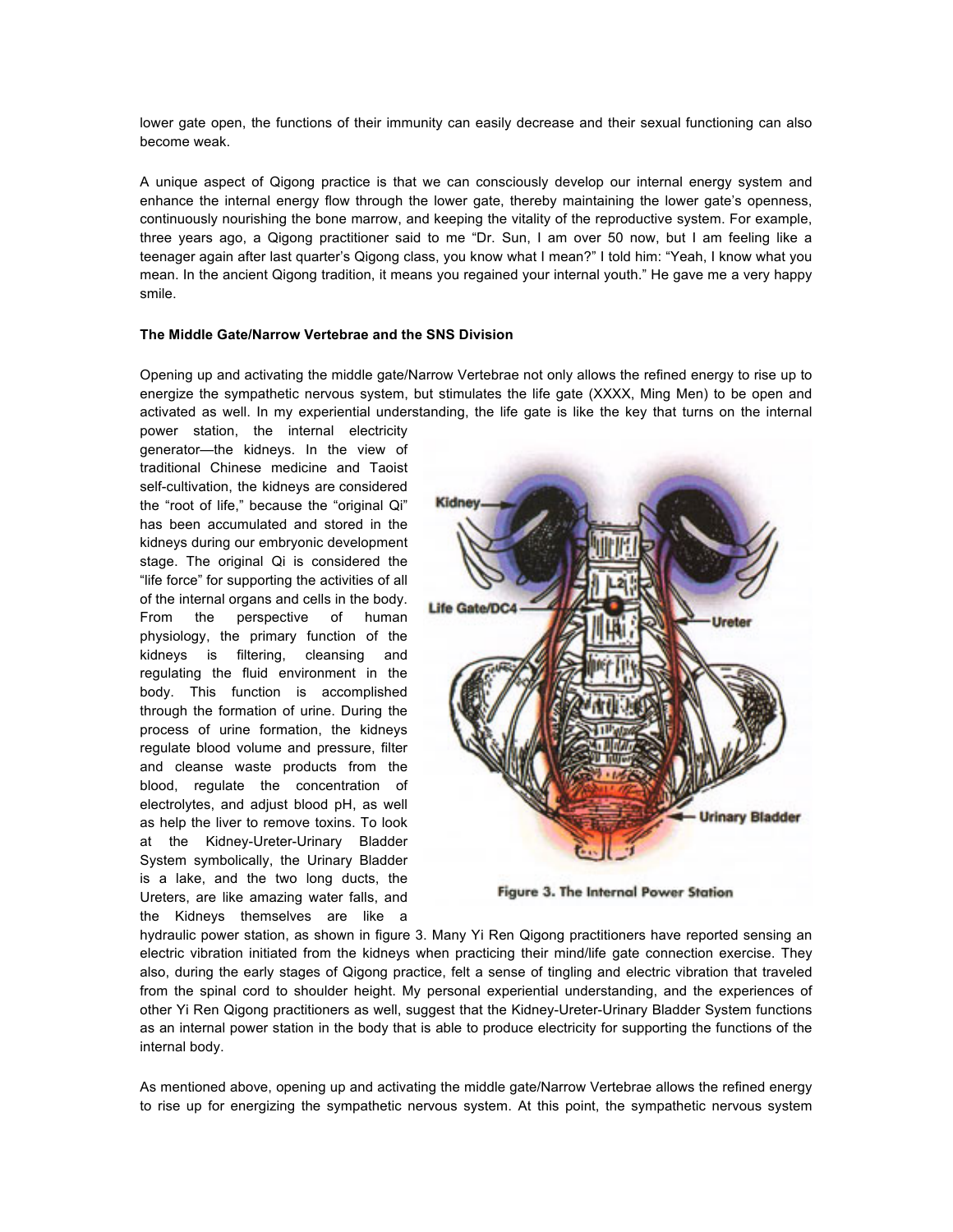lower gate open, the functions of their immunity can easily decrease and their sexual functioning can also become weak.

A unique aspect of Qigong practice is that we can consciously develop our internal energy system and enhance the internal energy flow through the lower gate, thereby maintaining the lower gate's openness, continuously nourishing the bone marrow, and keeping the vitality of the reproductive system. For example, three years ago, a Qigong practitioner said to me "Dr. Sun, I am over 50 now, but I am feeling like a teenager again after last quarter's Qigong class, you know what I mean?" I told him: "Yeah, I know what you mean. In the ancient Qigong tradition, it means you regained your internal youth." He gave me a very happy smile.

**The Middle Gate/Narrow Vertebrae and the SNS Division**

Opening up and activating the middle gate/Narrow Vertebrae not only allows the refined energy to rise up to energize the sympathetic nervous system, but stimulates the life gate (XXXX, Ming Men) to be open and activated as well. In my experiential understanding, the life gate is like the key that turns on the internal power station, the internal electricity generator—the kidneys. In the view of traditional Chinese medicine and Taoist self-cultivation, the kidneys are considered the "root of life," because the "original Qi" has been accumulated and stored in the kidneys during our embryonic development stage. The original Qi is considered the "life force" for supporting the activities of all of the internal organs and cells in the body. From the perspective of human physiology, the primary function of the kidneys is filtering, cleansing and regulating the fluid environment in the body. This function is accomplished through the formation of urine. During the process of urine formation, the kidneys regulate blood volume and pressure, filter and cleanse waste products from the blood, regulate the concentration of electrolytes, and adjust blood pH, as well as help the liver to remove toxins. To look at the Kidney-Ureter-Urinary Bladder System symbolically, the Urinary Bladder is a lake, and the two long ducts, the Ureters, are like amazing water falls, and the Kidneys themselves are like a hydraulic power station, as shown in figure 3. Many Yi Ren Qigong practitioners have reported sensing an electric vibration initiated from the kidneys when practicing their mind/life gate connection exercise. They also, during the early stages of Qigong practice, felt a sense of tingling and electric vibration that traveled from the spinal cord to shoulder height. My personal experiential understanding, and the experiences of other Yi Ren Qigong practitioners as well, suggest that the Kidney-Ureter-Urinary Bladder System functions as an internal power station in the body that is able to produce electricity for supporting the functions of the internal body.

Figure 3. The Internal Power Station

As mentioned above, opening up and activating the middle gate/Narrow Vertebrae allows the refined energy to rise up for energizing the sympathetic nervous system. At this point, the sympathetic nervous system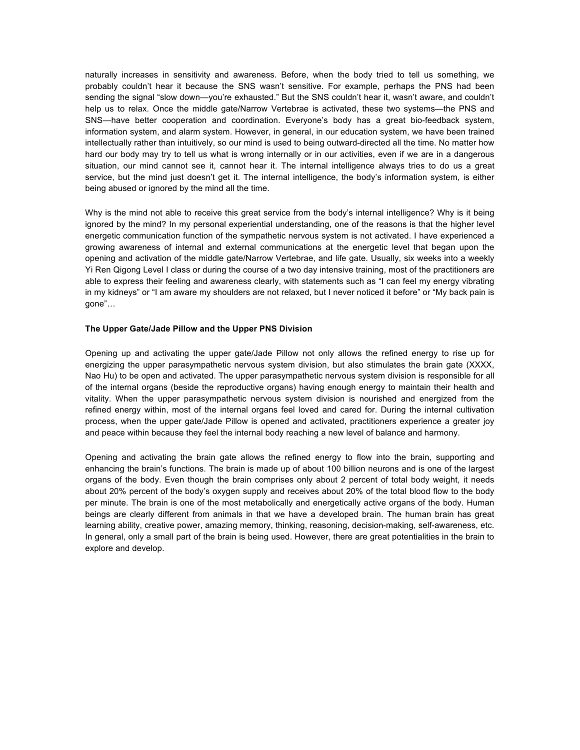naturally increases in sensitivity and awareness. Before, when the body tried to tell us something, we probably couldn't hear it because the SNS wasn't sensitive. For example, perhaps the PNS had been sending the signal "slow down—you're exhausted." But the SNS couldn't hear it, wasn't aware, and couldn't help us to relax. Once the middle gate/Narrow Vertebrae is activated, these two systems—the PNS and SNS—have better cooperation and coordination. Everyone's body has a great bio-feedback system, information system, and alarm system. However, in general, in our education system, we have been trained intellectually rather than intuitively, so our mind is used to being outward-directed all the time. No matter how hard our body may try to tell us what is wrong internally or in our activities, even if we are in a dangerous situation, our mind cannot see it, cannot hear it. The internal intelligence always tries to do us a great service, but the mind just doesn't get it. The internal intelligence, the body's information system, is either being abused or ignored by the mind all the time.

Why is the mind not able to receive this great service from the body's internal intelligence? Why is it being ignored by the mind? In my personal experiential understanding, one of the reasons is that the higher level energetic communication function of the sympathetic nervous system is not activated. I have experienced a growing awareness of internal and external communications at the energetic level that began upon the opening and activation of the middle gate/Narrow Vertebrae, and life gate. Usually, six weeks into a weekly Yi Ren Qigong Level I class or during the course of a two day intensive training, most of the practitioners are able to express their feeling and awareness clearly, with statements such as "I can feel my energy vibrating in my kidneys" or "I am aware my shoulders are not relaxed, but I never noticed it before" or "My back pain is gone"…

**The Upper Gate/Jade Pillow and the Upper PNS Division**

Opening up and activating the upper gate/Jade Pillow not only allows the refined energy to rise up for energizing the upper parasympathetic nervous system division, but also stimulates the brain gate (XXXX, Nao Hu) to be open and activated. The upper parasympathetic nervous system division is responsible for all of the internal organs (beside the reproductive organs) having enough energy to maintain their health and vitality. When the upper parasympathetic nervous system division is nourished and energized from the refined energy within, most of the internal organs feel loved and cared for. During the internal cultivation process, when the upper gate/Jade Pillow is opened and activated, practitioners experience a greater joy and peace within because they feel the internal body reaching a new level of balance and harmony.

Opening and activating the brain gate allows the refined energy to flow into the brain, supporting and enhancing the brain's functions. The brain is made up of about 100 billion neurons and is one of the largest organs of the body. Even though the brain comprises only about 2 percent of total body weight, it needs about 20% percent of the body's oxygen supply and receives about 20% of the total blood flow to the body per minute. The brain is one of the most metabolically and energetically active organs of the body. Human beings are clearly different from animals in that we have a developed brain. The human brain has great learning ability, creative power, amazing memory, thinking, reasoning, decision-making, self-awareness, etc. In general, only a small part of the brain is being used. However, there are great potentialities in the brain to explore and develop.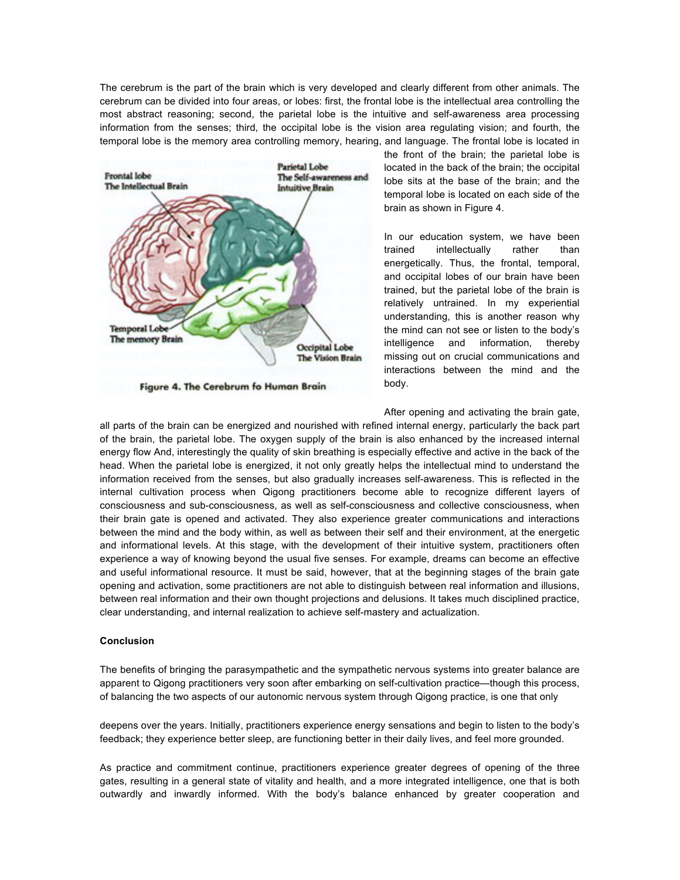The cerebrum is the part of the brain which is very developed and clearly different from other animals. The cerebrum can be divided into four areas, or lobes: first, the frontal lobe is the intellectual area controlling the most abstract reasoning; second, the parietal lobe is the intuitive and self-awareness area processing information from the senses; third, the occipital lobe is the vision area regulating vision; and fourth, the temporal lobe is the memory area controlling memory, hearing, and language. The frontal lobe is located in the front of the brain; the parietal lobe is located in the back of the brain; the occipital lobe sits at the base of the brain; and the temporal lobe is located on each side of the brain as shown in Figure 4.

Figure 4. The Cerebrum fo Human Brain

In our education system, we have been trained intellectually rather than energetically. Thus, the frontal, temporal, and occipital lobes of our brain have been trained, but the parietal lobe of the brain is relatively untrained. In my experiential understanding, this is another reason why the mind can not see or listen to the body's intelligence and information, thereby missing out on crucial communications and interactions between the mind and the body.

After opening and activating the brain gate, all parts of the brain can be energized and nourished with refined internal energy, particularly the back part of the brain, the parietal lobe. The oxygen supply of the brain is also enhanced by the increased internal energy flow And, interestingly the quality of skin breathing is especially effective and active in the back of the head. When the parietal lobe is energized, it not only greatly helps the intellectual mind to understand the information received from the senses, but also gradually increases self-awareness. This is reflected in the internal cultivation process when Qigong practitioners become able to recognize different layers of consciousness and sub-consciousness, as well as self-consciousness and collective consciousness, when their brain gate is opened and activated. They also experience greater communications and interactions between the mind and the body within, as well as between their self and their environment, at the energetic and informational levels. At this stage, with the development of their intuitive system, practitioners often experience a way of knowing beyond the usual five senses. For example, dreams can become an effective and useful informational resource. It must be said, however, that at the beginning stages of the brain gate opening and activation, some practitioners are not able to distinguish between real information and illusions, between real information and their own thought projections and delusions. It takes much disciplined practice, clear understanding, and internal realization to achieve self-mastery and actualization.

**Conclusion**

The benefits of bringing the parasympathetic and the sympathetic nervous systems into greater balance are apparent to Qigong practitioners very soon after embarking on self-cultivation practice—though this process, of balancing the two aspects of our autonomic nervous system through Qigong practice, is one that only deepens over the years. Initially, practitioners experience energy sensations and begin to listen to the body's feedback; they experience better sleep, are functioning better in their daily lives, and feel more grounded.

As practice and commitment continue, practitioners experience greater degrees of opening of the three gates, resulting in a general state of vitality and health, and a more integrated intelligence, one that is both outwardly and inwardly informed. With the body's balance enhanced by greater cooperation and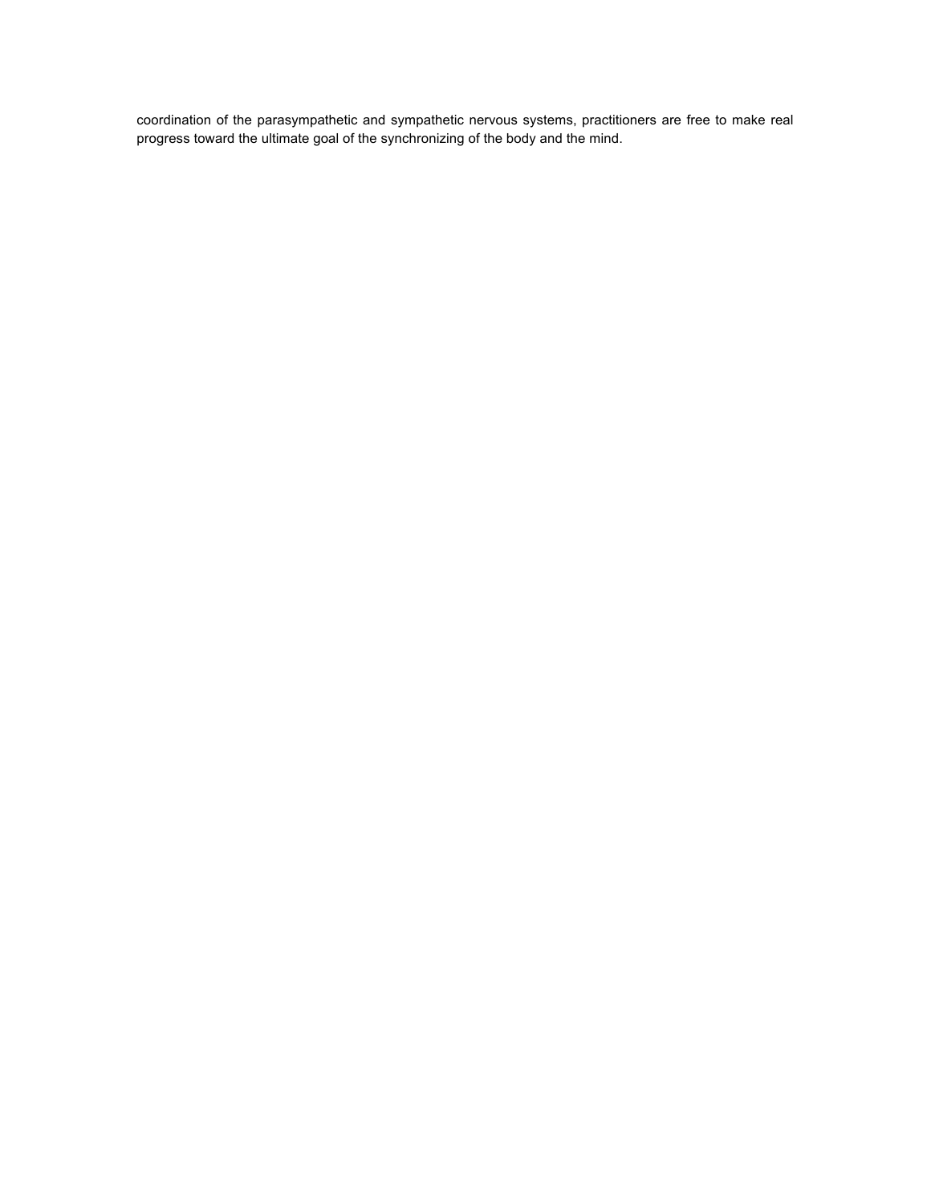coordination of the parasympathetic and sympathetic nervous systems, practitioners are free to make real progress toward the ultimate goal of the synchronizing of the body and the mind.